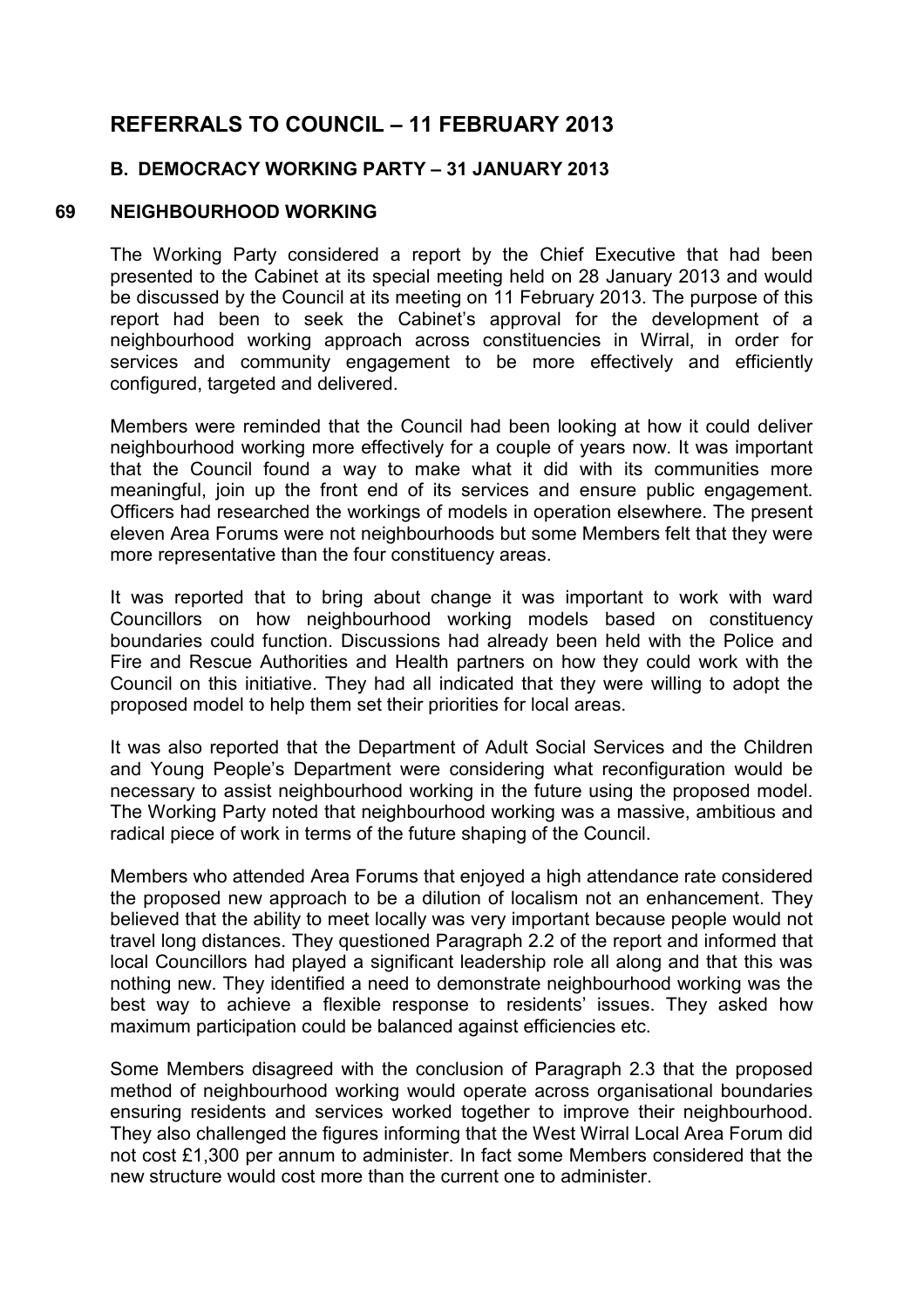# REFERRALS TO COUNCIL – 11 FEBRUARY 2013

## B. DEMOCRACY WORKING PARTY – 31 JANUARY 2013

### 69 NEIGHBOURHOOD WORKING

The Working Party considered a report by the Chief Executive that had been presented to the Cabinet at its special meeting held on 28 January 2013 and would be discussed by the Council at its meeting on 11 February 2013. The purpose of this report had been to seek the Cabinet's approval for the development of a neighbourhood working approach across constituencies in Wirral, in order for services and community engagement to be more effectively and efficiently configured, targeted and delivered.

Members were reminded that the Council had been looking at how it could deliver neighbourhood working more effectively for a couple of years now. It was important that the Council found a way to make what it did with its communities more meaningful, join up the front end of its services and ensure public engagement. Officers had researched the workings of models in operation elsewhere. The present eleven Area Forums were not neighbourhoods but some Members felt that they were more representative than the four constituency areas.

It was reported that to bring about change it was important to work with ward Councillors on how neighbourhood working models based on constituency boundaries could function. Discussions had already been held with the Police and Fire and Rescue Authorities and Health partners on how they could work with the Council on this initiative. They had all indicated that they were willing to adopt the proposed model to help them set their priorities for local areas.

It was also reported that the Department of Adult Social Services and the Children and Young People's Department were considering what reconfiguration would be necessary to assist neighbourhood working in the future using the proposed model. The Working Party noted that neighbourhood working was a massive, ambitious and radical piece of work in terms of the future shaping of the Council.

Members who attended Area Forums that enjoyed a high attendance rate considered the proposed new approach to be a dilution of localism not an enhancement. They believed that the ability to meet locally was very important because people would not travel long distances. They questioned Paragraph 2.2 of the report and informed that local Councillors had played a significant leadership role all along and that this was nothing new. They identified a need to demonstrate neighbourhood working was the best way to achieve a flexible response to residents' issues. They asked how maximum participation could be balanced against efficiencies etc.

Some Members disagreed with the conclusion of Paragraph 2.3 that the proposed method of neighbourhood working would operate across organisational boundaries ensuring residents and services worked together to improve their neighbourhood. They also challenged the figures informing that the West Wirral Local Area Forum did not cost £1,300 per annum to administer. In fact some Members considered that the new structure would cost more than the current one to administer.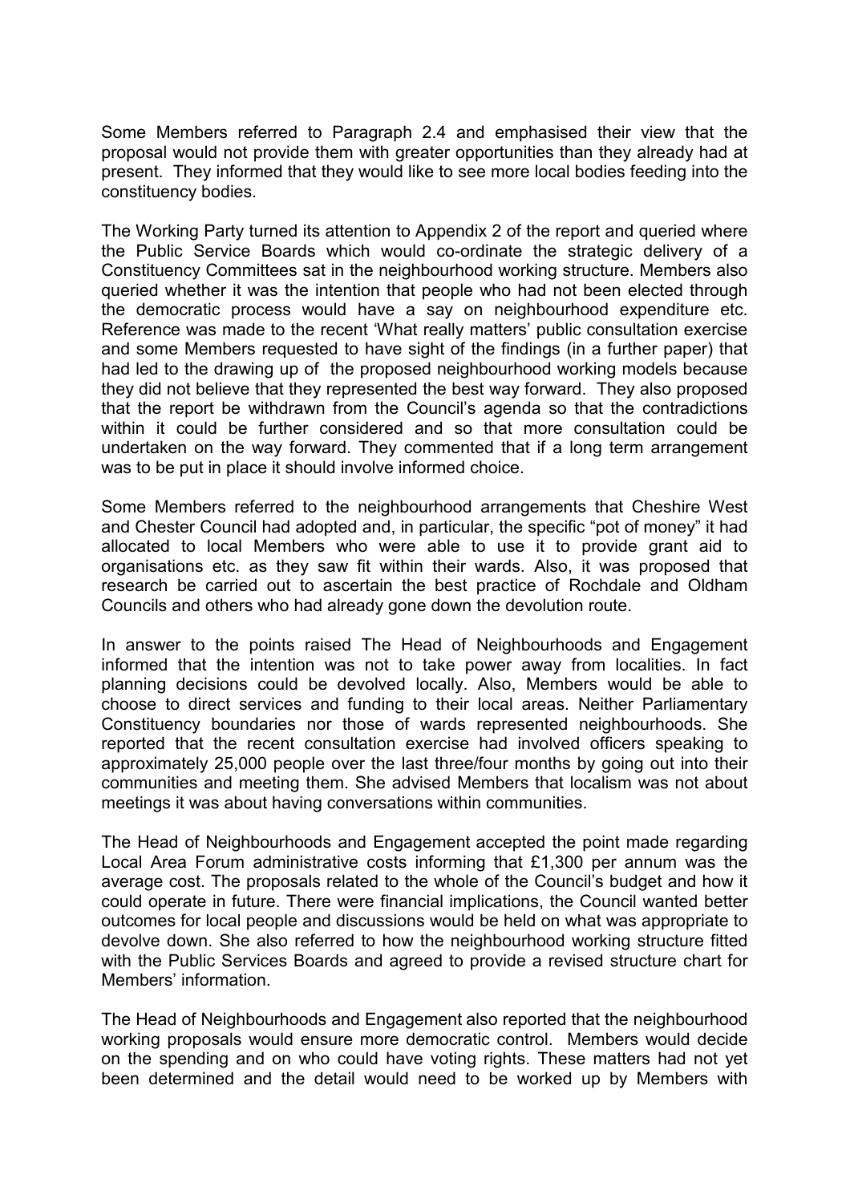Some Members referred to Paragraph 2.4 and emphasised their view that the proposal would not provide them with greater opportunities than they already had at present. They informed that they would like to see more local bodies feeding into the constituency bodies.

The Working Party turned its attention to Appendix 2 of the report and queried where the Public Service Boards which would co-ordinate the strategic delivery of a Constituency Committees sat in the neighbourhood working structure. Members also queried whether it was the intention that people who had not been elected through the democratic process would have a say on neighbourhood expenditure etc. Reference was made to the recent 'What really matters' public consultation exercise and some Members requested to have sight of the findings (in a further paper) that had led to the drawing up of the proposed neighbourhood working models because they did not believe that they represented the best way forward. They also proposed that the report be withdrawn from the Council's agenda so that the contradictions within it could be further considered and so that more consultation could be undertaken on the way forward. They commented that if a long term arrangement was to be put in place it should involve informed choice.

Some Members referred to the neighbourhood arrangements that Cheshire West and Chester Council had adopted and, in particular, the specific "pot of money" it had allocated to local Members who were able to use it to provide grant aid to organisations etc. as they saw fit within their wards. Also, it was proposed that research be carried out to ascertain the best practice of Rochdale and Oldham Councils and others who had already gone down the devolution route.

In answer to the points raised The Head of Neighbourhoods and Engagement informed that the intention was not to take power away from localities. In fact planning decisions could be devolved locally. Also, Members would be able to choose to direct services and funding to their local areas. Neither Parliamentary Constituency boundaries nor those of wards represented neighbourhoods. She reported that the recent consultation exercise had involved officers speaking to approximately 25,000 people over the last three/four months by going out into their communities and meeting them. She advised Members that localism was not about meetings it was about having conversations within communities.

The Head of Neighbourhoods and Engagement accepted the point made regarding Local Area Forum administrative costs informing that £1,300 per annum was the average cost. The proposals related to the whole of the Council's budget and how it could operate in future. There were financial implications, the Council wanted better outcomes for local people and discussions would be held on what was appropriate to devolve down. She also referred to how the neighbourhood working structure fitted with the Public Services Boards and agreed to provide a revised structure chart for Members' information.

The Head of Neighbourhoods and Engagement also reported that the neighbourhood working proposals would ensure more democratic control. Members would decide on the spending and on who could have voting rights. These matters had not yet been determined and the detail would need to be worked up by Members with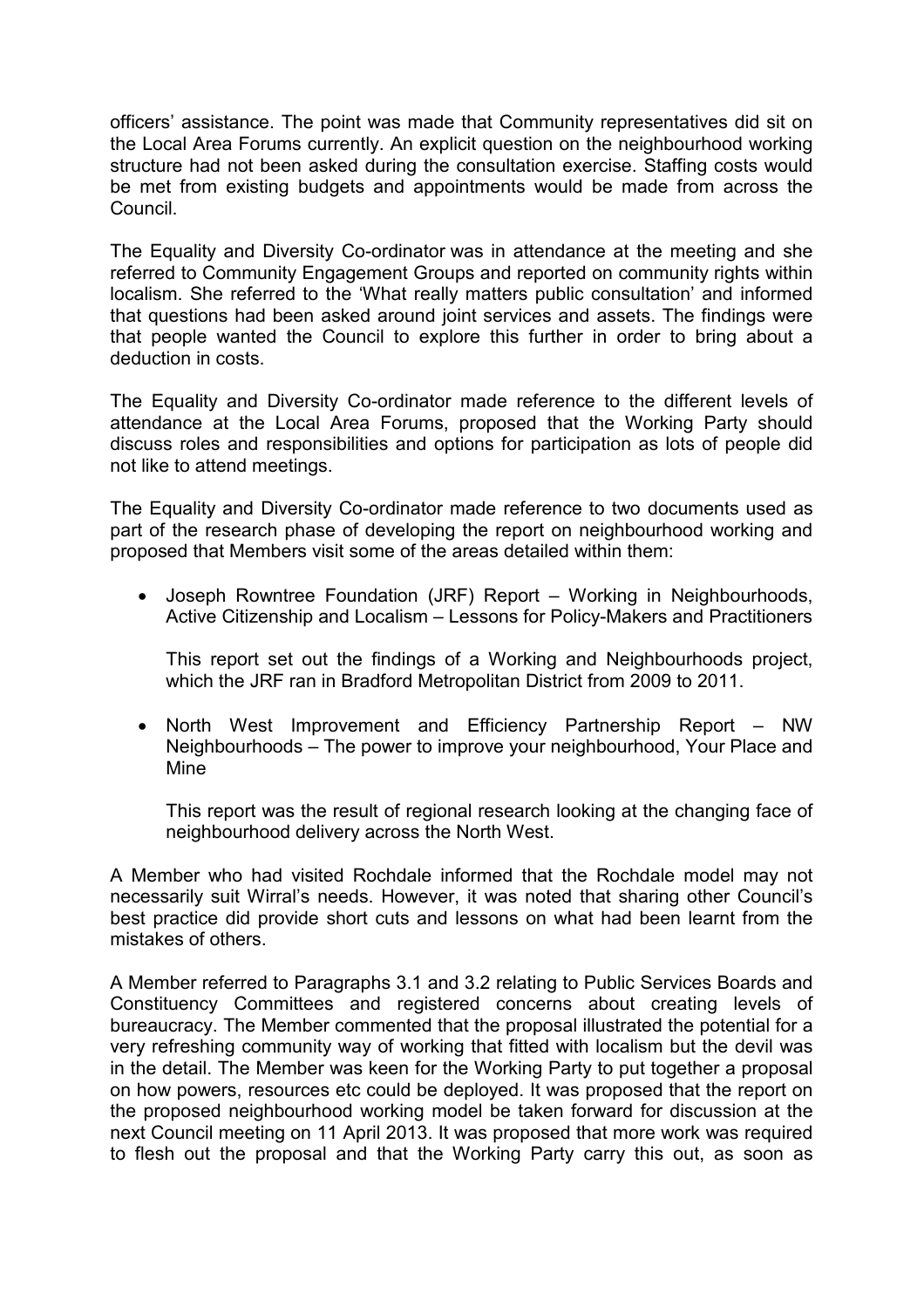officers' assistance. The point was made that Community representatives did sit on the Local Area Forums currently. An explicit question on the neighbourhood working structure had not been asked during the consultation exercise. Staffing costs would be met from existing budgets and appointments would be made from across the Council.

The Equality and Diversity Co-ordinator was in attendance at the meeting and she referred to Community Engagement Groups and reported on community rights within localism. She referred to the 'What really matters public consultation' and informed that questions had been asked around joint services and assets. The findings were that people wanted the Council to explore this further in order to bring about a deduction in costs.

The Equality and Diversity Co-ordinator made reference to the different levels of attendance at the Local Area Forums, proposed that the Working Party should discuss roles and responsibilities and options for participation as lots of people did not like to attend meetings.

The Equality and Diversity Co-ordinator made reference to two documents used as part of the research phase of developing the report on neighbourhood working and proposed that Members visit some of the areas detailed within them:

- Joseph Rowntree Foundation (JRF) Report – Working in Neighbourhoods, Active Citizenship and Localism – Lessons for Policy-Makers and Practitioners

  This report set out the findings of a Working and Neighbourhoods project, which the JRF ran in Bradford Metropolitan District from 2009 to 2011.

- North West Improvement and Efficiency Partnership Report – NW Neighbourhoods – The power to improve your neighbourhood, Your Place and Mine

  This report was the result of regional research looking at the changing face of neighbourhood delivery across the North West.

A Member who had visited Rochdale informed that the Rochdale model may not necessarily suit Wirral's needs. However, it was noted that sharing other Council's best practice did provide short cuts and lessons on what had been learnt from the mistakes of others.

A Member referred to Paragraphs 3.1 and 3.2 relating to Public Services Boards and Constituency Committees and registered concerns about creating levels of bureaucracy. The Member commented that the proposal illustrated the potential for a very refreshing community way of working that fitted with localism but the devil was in the detail. The Member was keen for the Working Party to put together a proposal on how powers, resources etc could be deployed. It was proposed that the report on the proposed neighbourhood working model be taken forward for discussion at the next Council meeting on 11 April 2013. It was proposed that more work was required to flesh out the proposal and that the Working Party carry this out, as soon as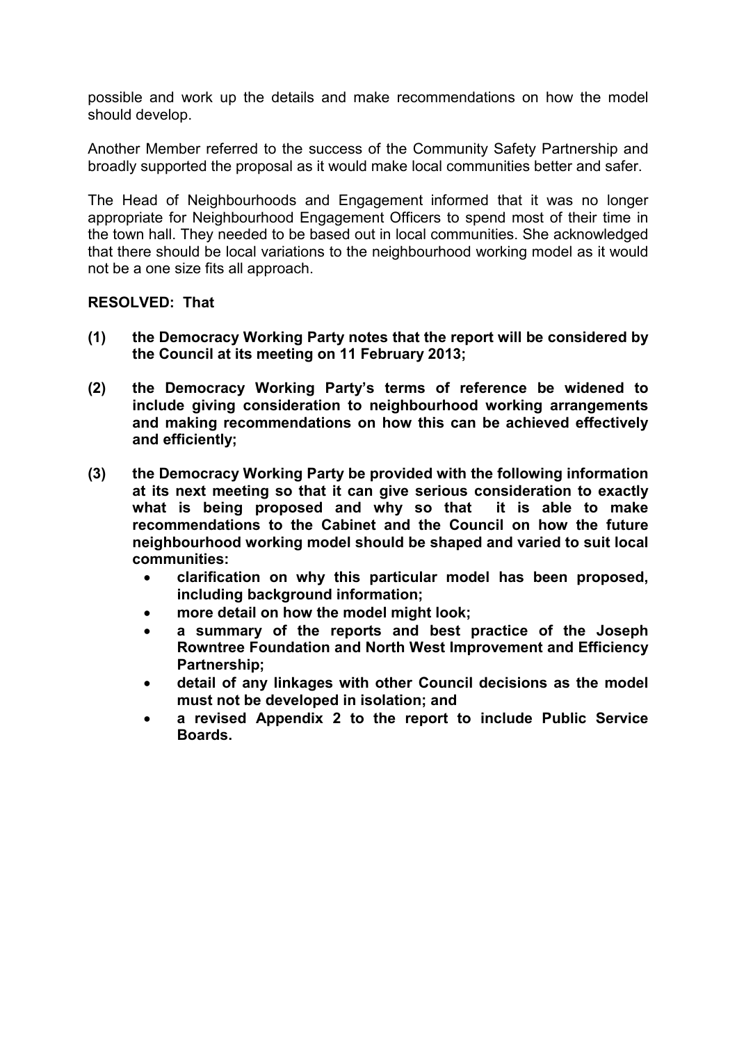possible and work up the details and make recommendations on how the model should develop.

Another Member referred to the success of the Community Safety Partnership and broadly supported the proposal as it would make local communities better and safer.

The Head of Neighbourhoods and Engagement informed that it was no longer appropriate for Neighbourhood Engagement Officers to spend most of their time in the town hall. They needed to be based out in local communities. She acknowledged that there should be local variations to the neighbourhood working model as it would not be a one size fits all approach.

**RESOLVED: That**

**(1) the Democracy Working Party notes that the report will be considered by the Council at its meeting on 11 February 2013;**

**(2) the Democracy Working Party's terms of reference be widened to include giving consideration to neighbourhood working arrangements and making recommendations on how this can be achieved effectively and efficiently;**

**(3) the Democracy Working Party be provided with the following information at its next meeting so that it can give serious consideration to exactly what is being proposed and why so that it is able to make recommendations to the Cabinet and the Council on how the future neighbourhood working model should be shaped and varied to suit local communities:**

- **clarification on why this particular model has been proposed, including background information;**
- **more detail on how the model might look;**
- **a summary of the reports and best practice of the Joseph Rowntree Foundation and North West Improvement and Efficiency Partnership;**
- **detail of any linkages with other Council decisions as the model must not be developed in isolation; and**
- **a revised Appendix 2 to the report to include Public Service Boards.**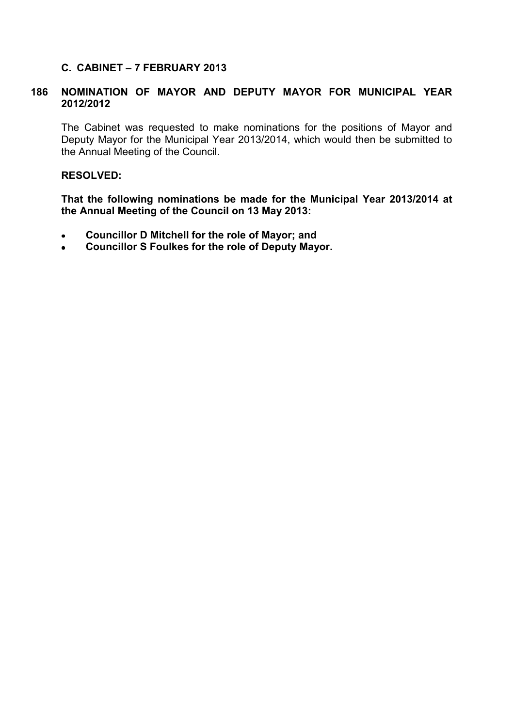## C. CABINET – 7 FEBRUARY 2013

### 186 NOMINATION OF MAYOR AND DEPUTY MAYOR FOR MUNICIPAL YEAR 2012/2012

The Cabinet was requested to make nominations for the positions of Mayor and Deputy Mayor for the Municipal Year 2013/2014, which would then be submitted to the Annual Meeting of the Council.

**RESOLVED:**

**That the following nominations be made for the Municipal Year 2013/2014 at the Annual Meeting of the Council on 13 May 2013:**

- **Councillor D Mitchell for the role of Mayor; and**
- **Councillor S Foulkes for the role of Deputy Mayor.**